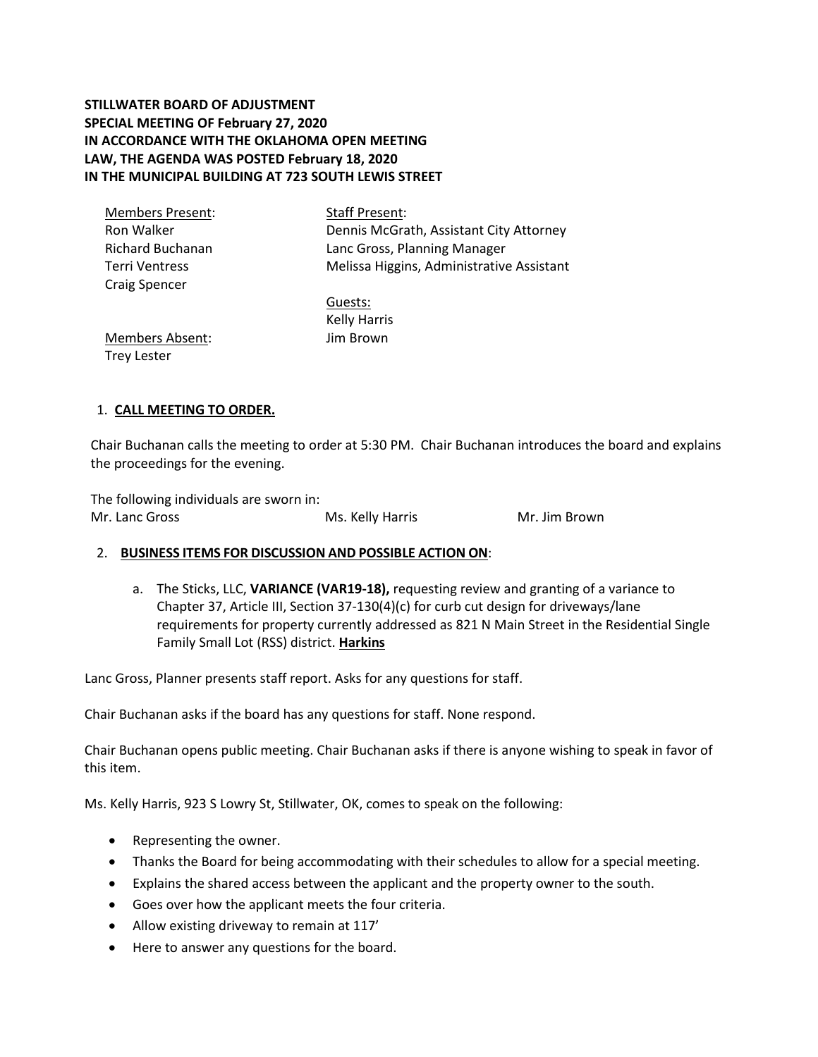**STILLWATER BOARD OF ADJUSTMENT**
**SPECIAL MEETING OF February 27, 2020**
**IN ACCORDANCE WITH THE OKLAHOMA OPEN MEETING LAW, THE AGENDA WAS POSTED February 18, 2020**
**IN THE MUNICIPAL BUILDING AT 723 SOUTH LEWIS STREET**

Members Present:
Ron Walker
Richard Buchanan
Terri Ventress
Craig Spencer

Members Absent:
Trey Lester

Staff Present:
Dennis McGrath, Assistant City Attorney
Lanc Gross, Planning Manager
Melissa Higgins, Administrative Assistant

Guests:
Kelly Harris
Jim Brown

1. **CALL MEETING TO ORDER.**

Chair Buchanan calls the meeting to order at 5:30 PM. Chair Buchanan introduces the board and explains the proceedings for the evening.

The following individuals are sworn in:
Mr. Lanc Gross Ms. Kelly Harris Mr. Jim Brown

2. **BUSINESS ITEMS FOR DISCUSSION AND POSSIBLE ACTION ON**:

   a. The Sticks, LLC, **VARIANCE (VAR19-18),** requesting review and granting of a variance to Chapter 37, Article III, Section 37-130(4)(c) for curb cut design for driveways/lane requirements for property currently addressed as 821 N Main Street in the Residential Single Family Small Lot (RSS) district. **Harkins**

Lanc Gross, Planner presents staff report. Asks for any questions for staff.

Chair Buchanan asks if the board has any questions for staff. None respond.

Chair Buchanan opens public meeting. Chair Buchanan asks if there is anyone wishing to speak in favor of this item.

Ms. Kelly Harris, 923 S Lowry St, Stillwater, OK, comes to speak on the following:

- Representing the owner.
- Thanks the Board for being accommodating with their schedules to allow for a special meeting.
- Explains the shared access between the applicant and the property owner to the south.
- Goes over how the applicant meets the four criteria.
- Allow existing driveway to remain at 117'
- Here to answer any questions for the board.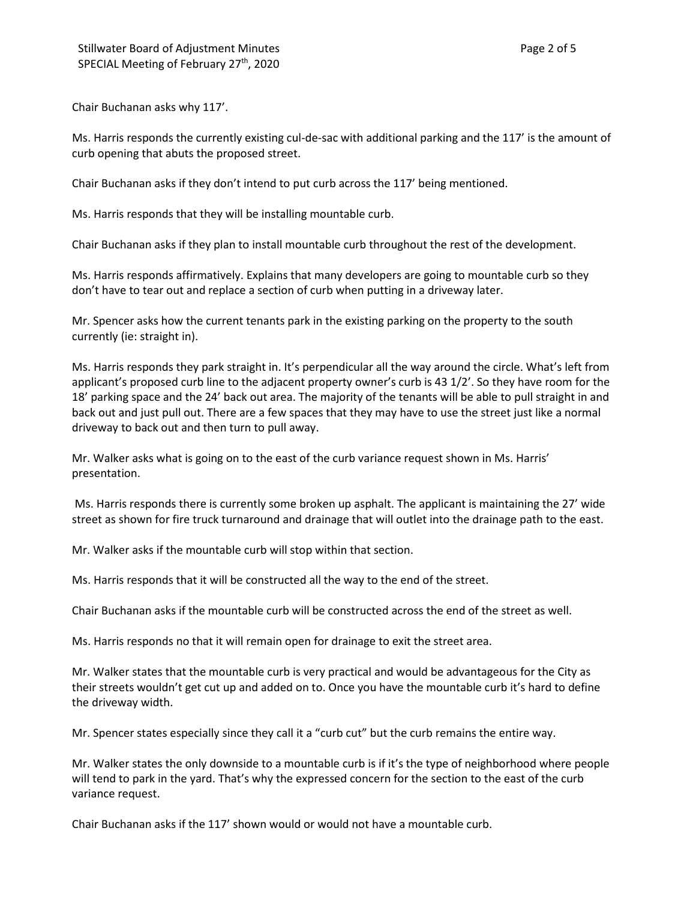Chair Buchanan asks why 117'.

Ms. Harris responds the currently existing cul-de-sac with additional parking and the 117' is the amount of curb opening that abuts the proposed street.

Chair Buchanan asks if they don't intend to put curb across the 117' being mentioned.

Ms. Harris responds that they will be installing mountable curb.

Chair Buchanan asks if they plan to install mountable curb throughout the rest of the development.

Ms. Harris responds affirmatively. Explains that many developers are going to mountable curb so they don't have to tear out and replace a section of curb when putting in a driveway later.

Mr. Spencer asks how the current tenants park in the existing parking on the property to the south currently (ie: straight in).

Ms. Harris responds they park straight in. It's perpendicular all the way around the circle. What's left from applicant's proposed curb line to the adjacent property owner's curb is 43 1/2'. So they have room for the 18' parking space and the 24' back out area. The majority of the tenants will be able to pull straight in and back out and just pull out. There are a few spaces that they may have to use the street just like a normal driveway to back out and then turn to pull away.

Mr. Walker asks what is going on to the east of the curb variance request shown in Ms. Harris' presentation.

Ms. Harris responds there is currently some broken up asphalt. The applicant is maintaining the 27' wide street as shown for fire truck turnaround and drainage that will outlet into the drainage path to the east.

Mr. Walker asks if the mountable curb will stop within that section.

Ms. Harris responds that it will be constructed all the way to the end of the street.

Chair Buchanan asks if the mountable curb will be constructed across the end of the street as well.

Ms. Harris responds no that it will remain open for drainage to exit the street area.

Mr. Walker states that the mountable curb is very practical and would be advantageous for the City as their streets wouldn't get cut up and added on to. Once you have the mountable curb it's hard to define the driveway width.

Mr. Spencer states especially since they call it a "curb cut" but the curb remains the entire way.

Mr. Walker states the only downside to a mountable curb is if it's the type of neighborhood where people will tend to park in the yard. That's why the expressed concern for the section to the east of the curb variance request.

Chair Buchanan asks if the 117' shown would or would not have a mountable curb.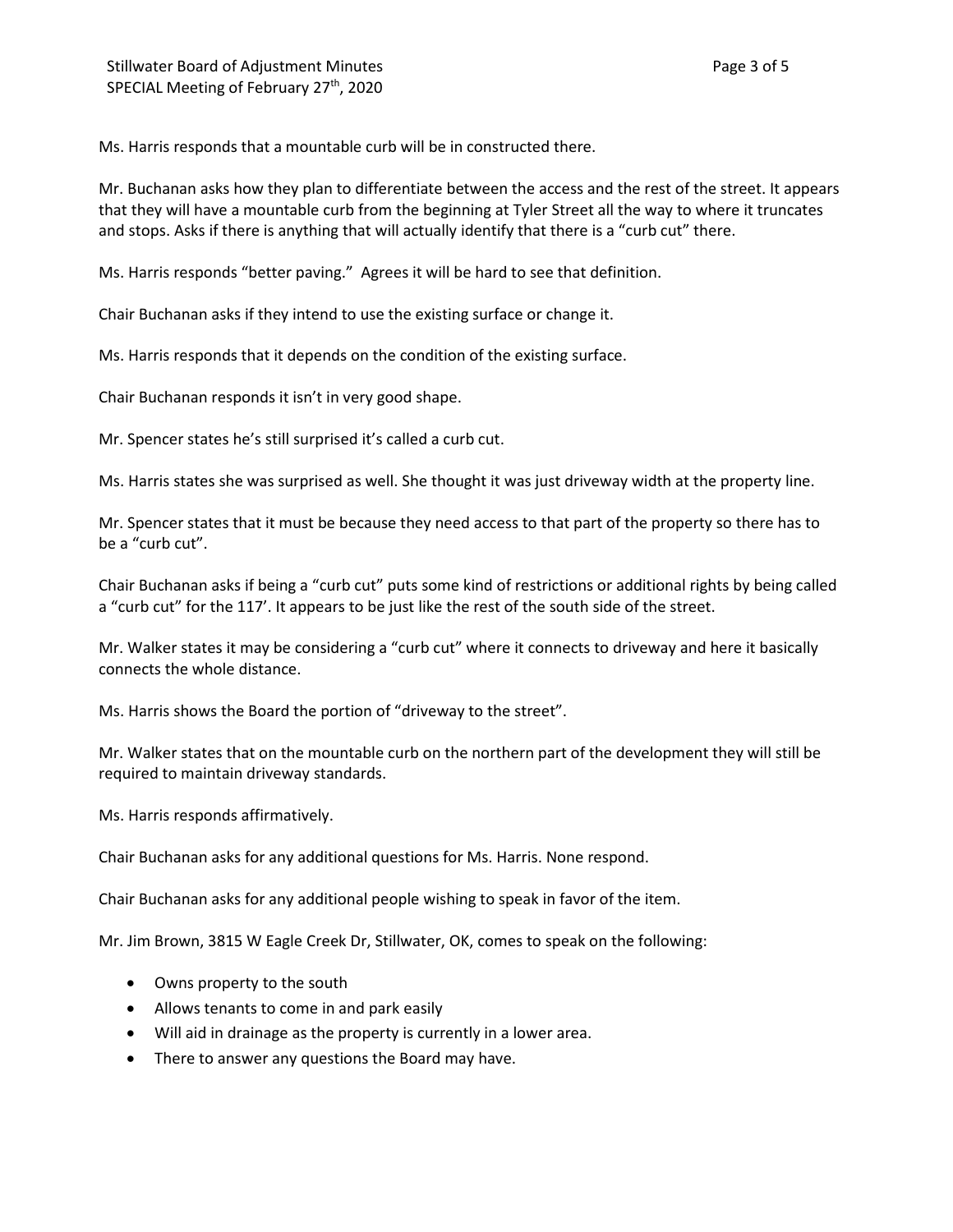Ms. Harris responds that a mountable curb will be in constructed there.

Mr. Buchanan asks how they plan to differentiate between the access and the rest of the street. It appears that they will have a mountable curb from the beginning at Tyler Street all the way to where it truncates and stops. Asks if there is anything that will actually identify that there is a "curb cut" there.

Ms. Harris responds "better paving." Agrees it will be hard to see that definition.

Chair Buchanan asks if they intend to use the existing surface or change it.

Ms. Harris responds that it depends on the condition of the existing surface.

Chair Buchanan responds it isn't in very good shape.

Mr. Spencer states he's still surprised it's called a curb cut.

Ms. Harris states she was surprised as well. She thought it was just driveway width at the property line.

Mr. Spencer states that it must be because they need access to that part of the property so there has to be a "curb cut".

Chair Buchanan asks if being a "curb cut" puts some kind of restrictions or additional rights by being called a "curb cut" for the 117'. It appears to be just like the rest of the south side of the street.

Mr. Walker states it may be considering a "curb cut" where it connects to driveway and here it basically connects the whole distance.

Ms. Harris shows the Board the portion of "driveway to the street".

Mr. Walker states that on the mountable curb on the northern part of the development they will still be required to maintain driveway standards.

Ms. Harris responds affirmatively.

Chair Buchanan asks for any additional questions for Ms. Harris. None respond.

Chair Buchanan asks for any additional people wishing to speak in favor of the item.

Mr. Jim Brown, 3815 W Eagle Creek Dr, Stillwater, OK, comes to speak on the following:

- Owns property to the south
- Allows tenants to come in and park easily
- Will aid in drainage as the property is currently in a lower area.
- There to answer any questions the Board may have.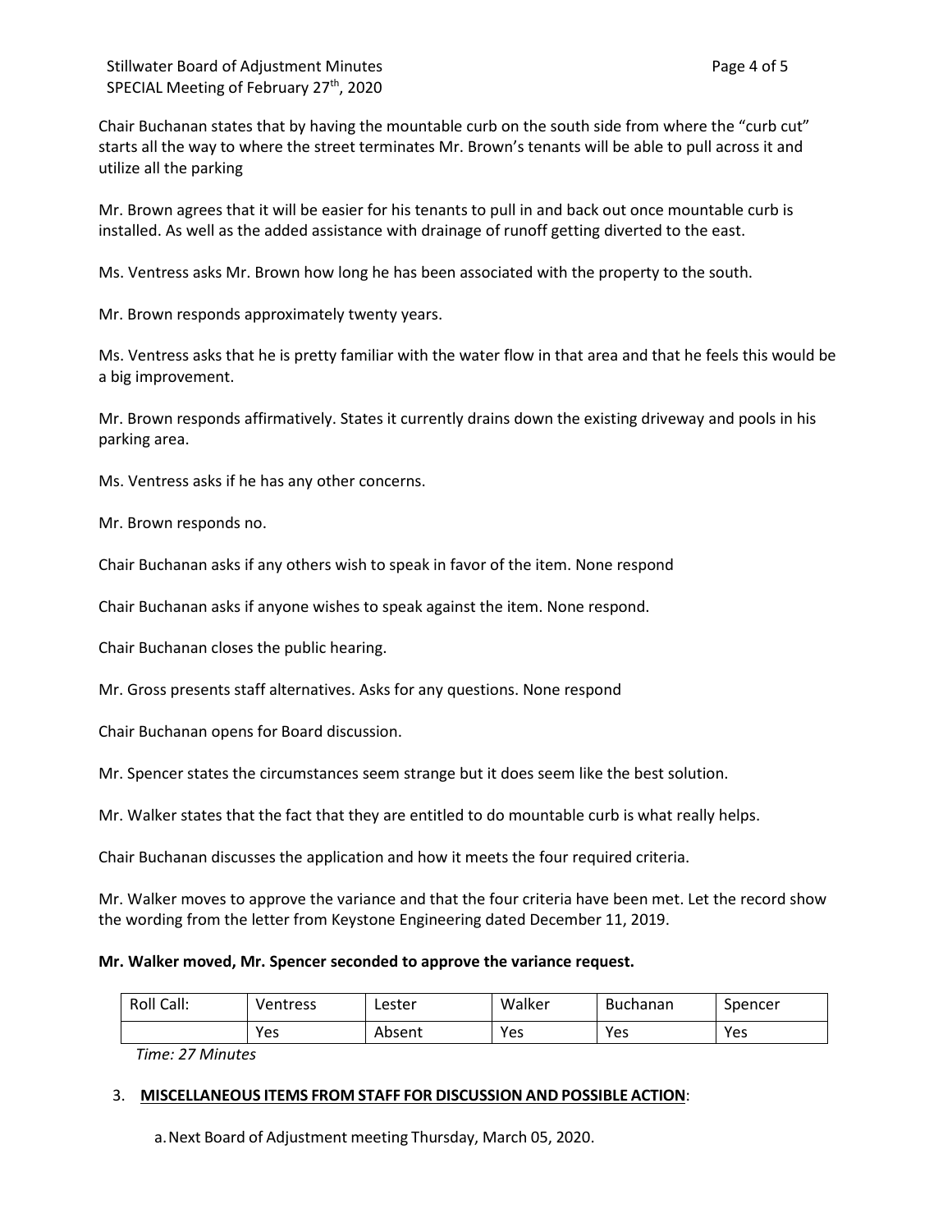Chair Buchanan states that by having the mountable curb on the south side from where the “curb cut” starts all the way to where the street terminates Mr. Brown’s tenants will be able to pull across it and utilize all the parking

Mr. Brown agrees that it will be easier for his tenants to pull in and back out once mountable curb is installed. As well as the added assistance with drainage of runoff getting diverted to the east.

Ms. Ventress asks Mr. Brown how long he has been associated with the property to the south.

Mr. Brown responds approximately twenty years.

Ms. Ventress asks that he is pretty familiar with the water flow in that area and that he feels this would be a big improvement.

Mr. Brown responds affirmatively. States it currently drains down the existing driveway and pools in his parking area.

Ms. Ventress asks if he has any other concerns.

Mr. Brown responds no.

Chair Buchanan asks if any others wish to speak in favor of the item. None respond

Chair Buchanan asks if anyone wishes to speak against the item. None respond.

Chair Buchanan closes the public hearing.

Mr. Gross presents staff alternatives. Asks for any questions. None respond

Chair Buchanan opens for Board discussion.

Mr. Spencer states the circumstances seem strange but it does seem like the best solution.

Mr. Walker states that the fact that they are entitled to do mountable curb is what really helps.

Chair Buchanan discusses the application and how it meets the four required criteria.

Mr. Walker moves to approve the variance and that the four criteria have been met. Let the record show the wording from the letter from Keystone Engineering dated December 11, 2019.

**Mr. Walker moved, Mr. Spencer seconded to approve the variance request.**

| Roll Call: | Ventress | Lester | Walker | Buchanan | Spencer |
|---|---|---|---|---|---|
| | Yes | Absent | Yes | Yes | Yes |

*Time: 27 Minutes*

3. **MISCELLANEOUS ITEMS FROM STAFF FOR DISCUSSION AND POSSIBLE ACTION**:

   a. Next Board of Adjustment meeting Thursday, March 05, 2020.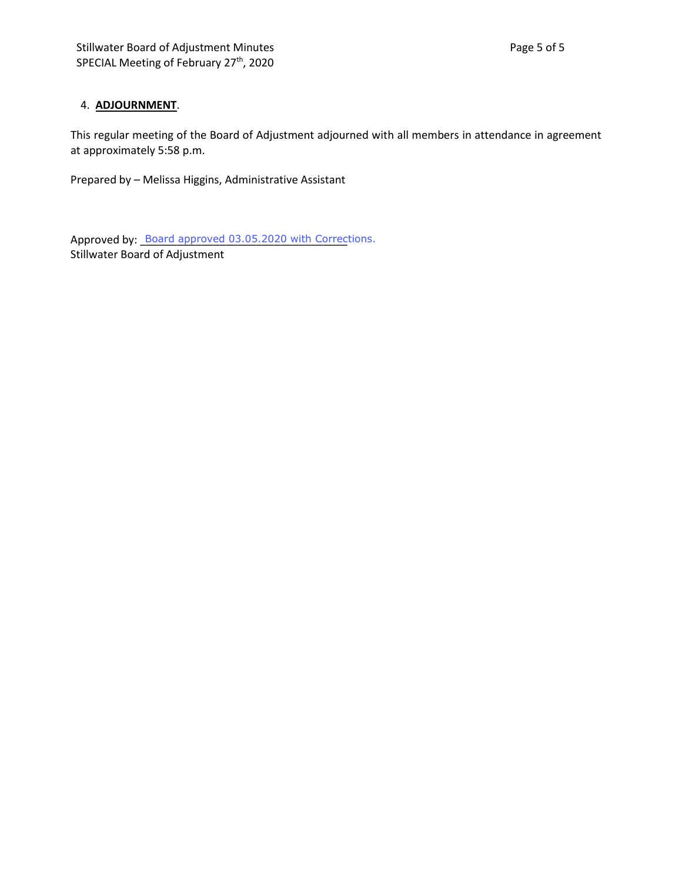4. **ADJOURNMENT**.

This regular meeting of the Board of Adjustment adjourned with all members in attendance in agreement at approximately 5:58 p.m.

Prepared by – Melissa Higgins, Administrative Assistant

Approved by: Board approved 03.05.2020 with Corrections.
Stillwater Board of Adjustment